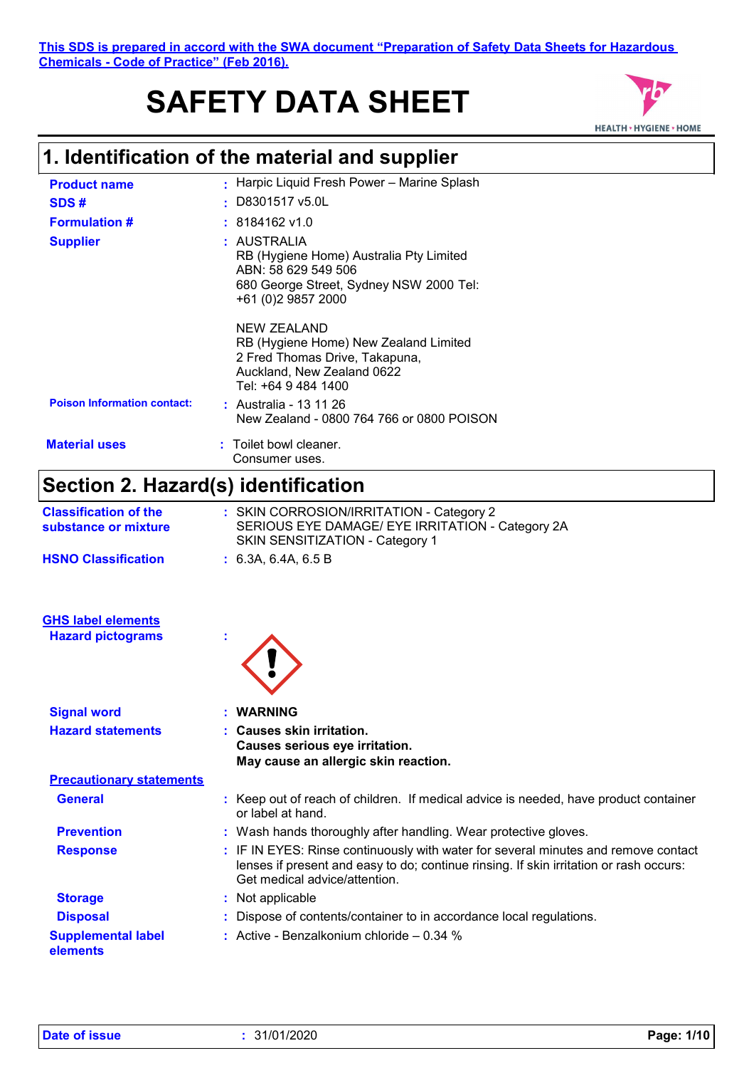This SDS is prepared in accord with the SWA document "Preparation of Safety Data Sheets for Hazardous Chemicals - Code of Practice" (Feb 2016).

# SAFETY DATA SHEET

## 1. Identification of the material and supplier

**Product name** : Harpic Liquid Fresh Power – Marine Splash

**SDS #** : D8301517 v5.0L

**Formulation #** : 8184162 v1.0

**Supplier** : AUSTRALIA
RB (Hygiene Home) Australia Pty Limited
ABN: 58 629 549 506
680 George Street, Sydney NSW 2000 Tel: +61 (0)2 9857 2000

NEW ZEALAND
RB (Hygiene Home) New Zealand Limited
2 Fred Thomas Drive, Takapuna,
Auckland, New Zealand 0622
Tel: +64 9 484 1400

**Poison Information contact:** : Australia - 13 11 26
New Zealand - 0800 764 766 or 0800 POISON

**Material uses** : Toilet bowl cleaner.
Consumer uses.

## Section 2. Hazard(s) identification

**Classification of the substance or mixture** : SKIN CORROSION/IRRITATION - Category 2
SERIOUS EYE DAMAGE/ EYE IRRITATION - Category 2A
SKIN SENSITIZATION - Category 1

**HSNO Classification** : 6.3A, 6.4A, 6.5 B

**GHS label elements**

**Hazard pictograms** :

**Signal word** : **WARNING**

**Hazard statements** : **Causes skin irritation.**
**Causes serious eye irritation.**
**May cause an allergic skin reaction.**

**Precautionary statements**

**General** : Keep out of reach of children. If medical advice is needed, have product container or label at hand.

**Prevention** : Wash hands thoroughly after handling. Wear protective gloves.

**Response** : IF IN EYES: Rinse continuously with water for several minutes and remove contact lenses if present and easy to do; continue rinsing. If skin irritation or rash occurs: Get medical advice/attention.

**Storage** : Not applicable

**Disposal** : Dispose of contents/container to in accordance local regulations.

**Supplemental label elements** : Active - Benzalkonium chloride – 0.34 %

**Date of issue** : 31/01/2020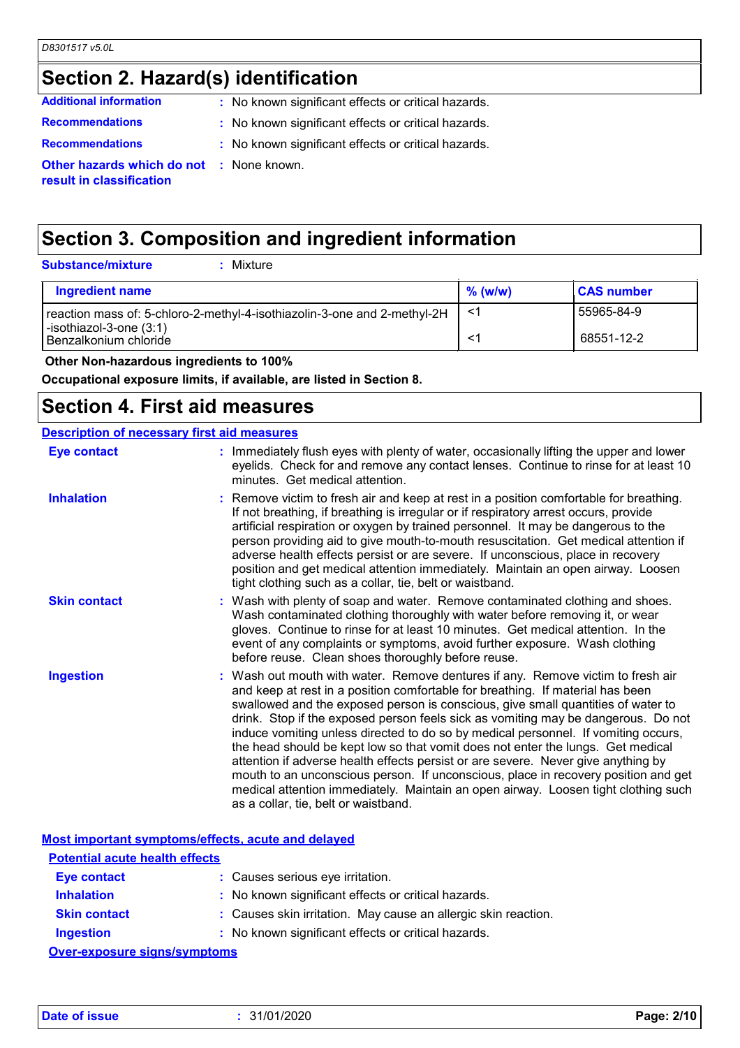## Section 2. Hazard(s) identification

**Additional information** : No known significant effects or critical hazards.

**Recommendations** : No known significant effects or critical hazards.

**Recommendations** : No known significant effects or critical hazards.

**Other hazards which do not result in classification** : None known.

## Section 3. Composition and ingredient information

**Substance/mixture** : Mixture

| Ingredient name | % (w/w) | CAS number |
|---|---|---|
| reaction mass of: 5-chloro-2-methyl-4-isothiazolin-3-one and 2-methyl-2H-isothiazol-3-one (3:1) | <1 | 55965-84-9 |
| Benzalkonium chloride | <1 | 68551-12-2 |

**Other Non-hazardous ingredients to 100%**

**Occupational exposure limits, if available, are listed in Section 8.**

## Section 4. First aid measures

### Description of necessary first aid measures

**Eye contact** : Immediately flush eyes with plenty of water, occasionally lifting the upper and lower eyelids. Check for and remove any contact lenses. Continue to rinse for at least 10 minutes. Get medical attention.

**Inhalation** : Remove victim to fresh air and keep at rest in a position comfortable for breathing. If not breathing, if breathing is irregular or if respiratory arrest occurs, provide artificial respiration or oxygen by trained personnel. It may be dangerous to the person providing aid to give mouth-to-mouth resuscitation. Get medical attention if adverse health effects persist or are severe. If unconscious, place in recovery position and get medical attention immediately. Maintain an open airway. Loosen tight clothing such as a collar, tie, belt or waistband.

**Skin contact** : Wash with plenty of soap and water. Remove contaminated clothing and shoes. Wash contaminated clothing thoroughly with water before removing it, or wear gloves. Continue to rinse for at least 10 minutes. Get medical attention. In the event of any complaints or symptoms, avoid further exposure. Wash clothing before reuse. Clean shoes thoroughly before reuse.

**Ingestion** : Wash out mouth with water. Remove dentures if any. Remove victim to fresh air and keep at rest in a position comfortable for breathing. If material has been swallowed and the exposed person is conscious, give small quantities of water to drink. Stop if the exposed person feels sick as vomiting may be dangerous. Do not induce vomiting unless directed to do so by medical personnel. If vomiting occurs, the head should be kept low so that vomit does not enter the lungs. Get medical attention if adverse health effects persist or are severe. Never give anything by mouth to an unconscious person. If unconscious, place in recovery position and get medical attention immediately. Maintain an open airway. Loosen tight clothing such as a collar, tie, belt or waistband.

### Most important symptoms/effects, acute and delayed

#### Potential acute health effects

**Eye contact** : Causes serious eye irritation.

**Inhalation** : No known significant effects or critical hazards.

**Skin contact** : Causes skin irritation. May cause an allergic skin reaction.

**Ingestion** : No known significant effects or critical hazards.

#### Over-exposure signs/symptoms

**Date of issue** : 31/01/2020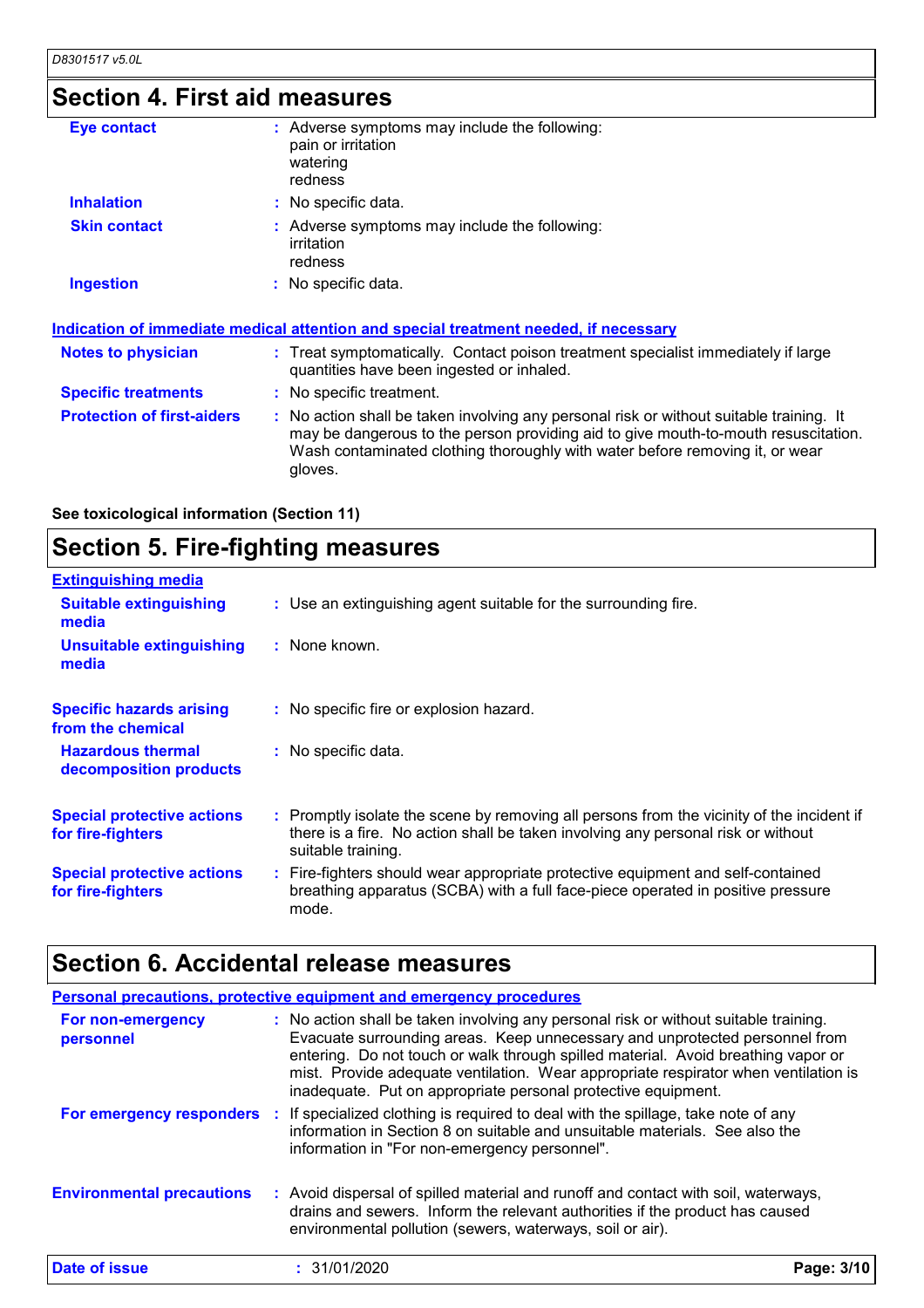## Section 4. First aid measures

| | |
|---|---|
| **Eye contact** | : Adverse symptoms may include the following:<br>pain or irritation<br>watering<br>redness |
| **Inhalation** | : No specific data. |
| **Skin contact** | : Adverse symptoms may include the following:<br>irritation<br>redness |
| **Ingestion** | : No specific data. |

### Indication of immediate medical attention and special treatment needed, if necessary

| | |
|---|---|
| **Notes to physician** | : Treat symptomatically. Contact poison treatment specialist immediately if large quantities have been ingested or inhaled. |
| **Specific treatments** | : No specific treatment. |
| **Protection of first-aiders** | : No action shall be taken involving any personal risk or without suitable training. It may be dangerous to the person providing aid to give mouth-to-mouth resuscitation. Wash contaminated clothing thoroughly with water before removing it, or wear gloves. |

**See toxicological information (Section 11)**

## Section 5. Fire-fighting measures

### Extinguishing media

| | |
|---|---|
| **Suitable extinguishing media** | : Use an extinguishing agent suitable for the surrounding fire. |
| **Unsuitable extinguishing media** | : None known. |
| **Specific hazards arising from the chemical** | : No specific fire or explosion hazard. |
| **Hazardous thermal decomposition products** | : No specific data. |
| **Special protective actions for fire-fighters** | : Promptly isolate the scene by removing all persons from the vicinity of the incident if there is a fire. No action shall be taken involving any personal risk or without suitable training. |
| **Special protective actions for fire-fighters** | : Fire-fighters should wear appropriate protective equipment and self-contained breathing apparatus (SCBA) with a full face-piece operated in positive pressure mode. |

## Section 6. Accidental release measures

### Personal precautions, protective equipment and emergency procedures

| | |
|---|---|
| **For non-emergency personnel** | : No action shall be taken involving any personal risk or without suitable training. Evacuate surrounding areas. Keep unnecessary and unprotected personnel from entering. Do not touch or walk through spilled material. Avoid breathing vapor or mist. Provide adequate ventilation. Wear appropriate respirator when ventilation is inadequate. Put on appropriate personal protective equipment. |
| **For emergency responders** | : If specialized clothing is required to deal with the spillage, take note of any information in Section 8 on suitable and unsuitable materials. See also the information in "For non-emergency personnel". |
| **Environmental precautions** | : Avoid dispersal of spilled material and runoff and contact with soil, waterways, drains and sewers. Inform the relevant authorities if the product has caused environmental pollution (sewers, waterways, soil or air). |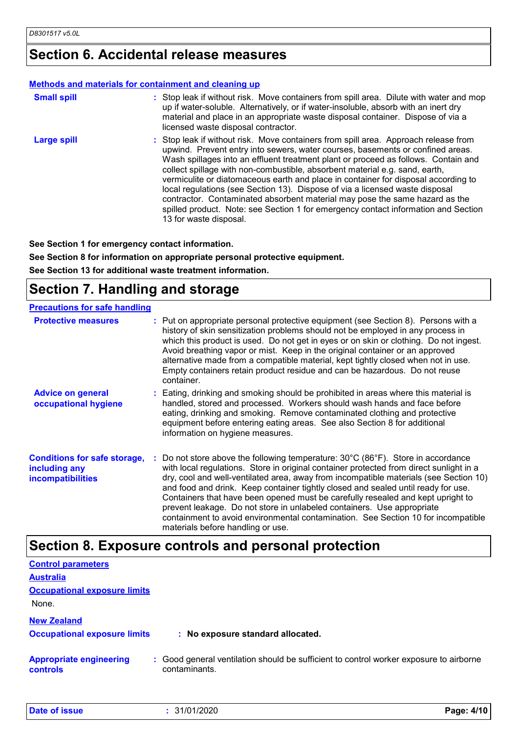## Section 6. Accidental release measures

### Methods and materials for containment and cleaning up

**Small spill** : Stop leak if without risk. Move containers from spill area. Dilute with water and mop up if water-soluble. Alternatively, or if water-insoluble, absorb with an inert dry material and place in an appropriate waste disposal container. Dispose of via a licensed waste disposal contractor.

**Large spill** : Stop leak if without risk. Move containers from spill area. Approach release from upwind. Prevent entry into sewers, water courses, basements or confined areas. Wash spillages into an effluent treatment plant or proceed as follows. Contain and collect spillage with non-combustible, absorbent material e.g. sand, earth, vermiculite or diatomaceous earth and place in container for disposal according to local regulations (see Section 13). Dispose of via a licensed waste disposal contractor. Contaminated absorbent material may pose the same hazard as the spilled product. Note: see Section 1 for emergency contact information and Section 13 for waste disposal.

**See Section 1 for emergency contact information.**

**See Section 8 for information on appropriate personal protective equipment.**

**See Section 13 for additional waste treatment information.**

## Section 7. Handling and storage

### Precautions for safe handling

**Protective measures** : Put on appropriate personal protective equipment (see Section 8). Persons with a history of skin sensitization problems should not be employed in any process in which this product is used. Do not get in eyes or on skin or clothing. Do not ingest. Avoid breathing vapor or mist. Keep in the original container or an approved alternative made from a compatible material, kept tightly closed when not in use. Empty containers retain product residue and can be hazardous. Do not reuse container.

**Advice on general occupational hygiene** : Eating, drinking and smoking should be prohibited in areas where this material is handled, stored and processed. Workers should wash hands and face before eating, drinking and smoking. Remove contaminated clothing and protective equipment before entering eating areas. See also Section 8 for additional information on hygiene measures.

**Conditions for safe storage, including any incompatibilities** : Do not store above the following temperature: 30°C (86°F). Store in accordance with local regulations. Store in original container protected from direct sunlight in a dry, cool and well-ventilated area, away from incompatible materials (see Section 10) and food and drink. Keep container tightly closed and sealed until ready for use. Containers that have been opened must be carefully resealed and kept upright to prevent leakage. Do not store in unlabeled containers. Use appropriate containment to avoid environmental contamination. See Section 10 for incompatible materials before handling or use.

## Section 8. Exposure controls and personal protection

### Control parameters

#### Australia

**Occupational exposure limits**

None.

#### New Zealand

**Occupational exposure limits** : **No exposure standard allocated.**

**Appropriate engineering controls** : Good general ventilation should be sufficient to control worker exposure to airborne contaminants.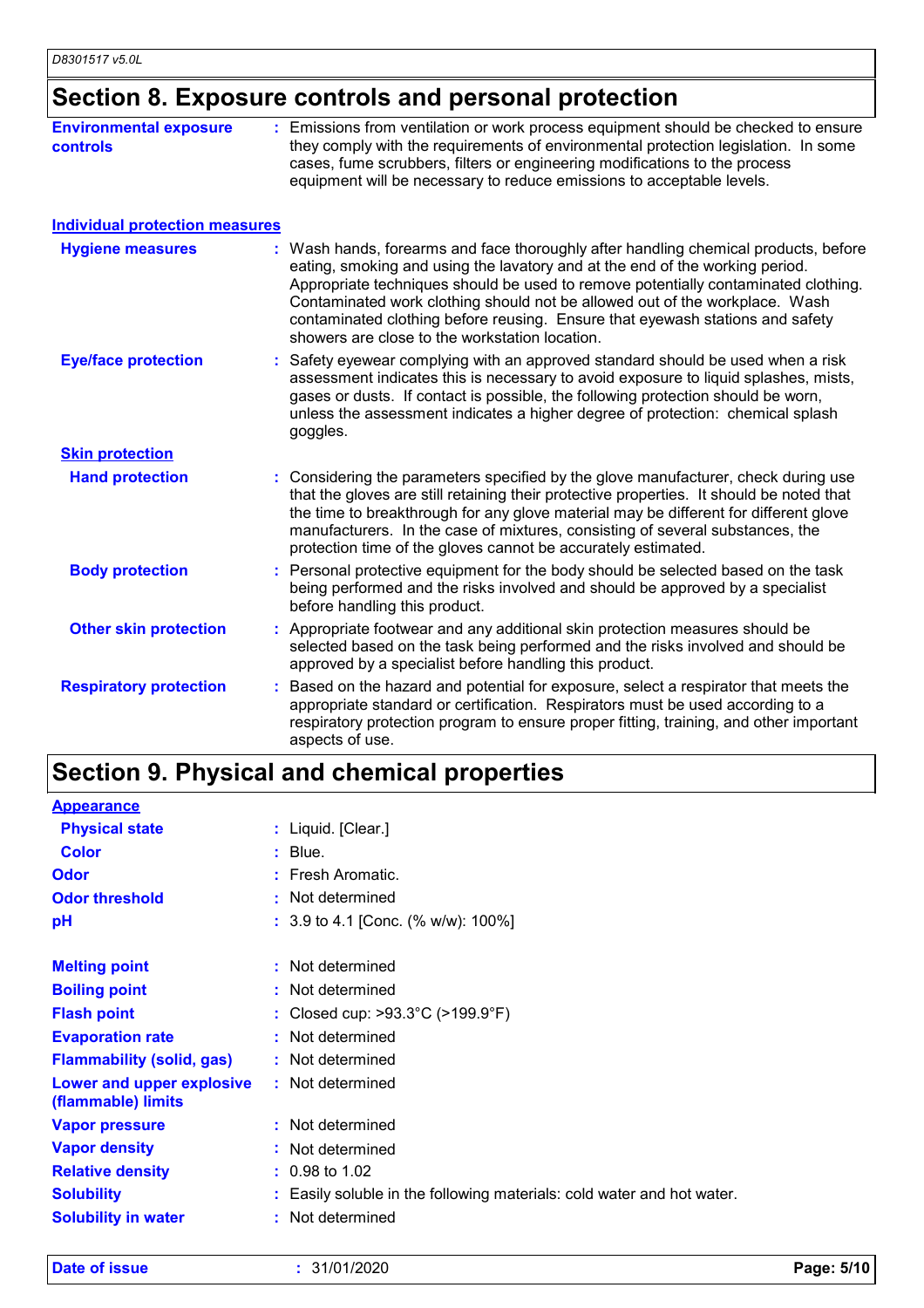## Section 8. Exposure controls and personal protection

**Environmental exposure controls** : Emissions from ventilation or work process equipment should be checked to ensure they comply with the requirements of environmental protection legislation. In some cases, fume scrubbers, filters or engineering modifications to the process equipment will be necessary to reduce emissions to acceptable levels.

### Individual protection measures

**Hygiene measures** : Wash hands, forearms and face thoroughly after handling chemical products, before eating, smoking and using the lavatory and at the end of the working period. Appropriate techniques should be used to remove potentially contaminated clothing. Contaminated work clothing should not be allowed out of the workplace. Wash contaminated clothing before reusing. Ensure that eyewash stations and safety showers are close to the workstation location.

**Eye/face protection** : Safety eyewear complying with an approved standard should be used when a risk assessment indicates this is necessary to avoid exposure to liquid splashes, mists, gases or dusts. If contact is possible, the following protection should be worn, unless the assessment indicates a higher degree of protection: chemical splash goggles.

#### Skin protection

**Hand protection** : Considering the parameters specified by the glove manufacturer, check during use that the gloves are still retaining their protective properties. It should be noted that the time to breakthrough for any glove material may be different for different glove manufacturers. In the case of mixtures, consisting of several substances, the protection time of the gloves cannot be accurately estimated.

**Body protection** : Personal protective equipment for the body should be selected based on the task being performed and the risks involved and should be approved by a specialist before handling this product.

**Other skin protection** : Appropriate footwear and any additional skin protection measures should be selected based on the task being performed and the risks involved and should be approved by a specialist before handling this product.

**Respiratory protection** : Based on the hazard and potential for exposure, select a respirator that meets the appropriate standard or certification. Respirators must be used according to a respiratory protection program to ensure proper fitting, training, and other important aspects of use.

## Section 9. Physical and chemical properties

### Appearance

**Physical state** : Liquid. [Clear.]

**Color** : Blue.

**Odor** : Fresh Aromatic.

**Odor threshold** : Not determined

**pH** : 3.9 to 4.1 [Conc. (% w/w): 100%]

**Melting point** : Not determined

**Boiling point** : Not determined

**Flash point** : Closed cup: >93.3°C (>199.9°F)

**Evaporation rate** : Not determined

**Flammability (solid, gas)** : Not determined

**Lower and upper explosive (flammable) limits** : Not determined

**Vapor pressure** : Not determined

**Vapor density** : Not determined

**Relative density** : 0.98 to 1.02

**Solubility** : Easily soluble in the following materials: cold water and hot water.

**Solubility in water** : Not determined

**Date of issue** : 31/01/2020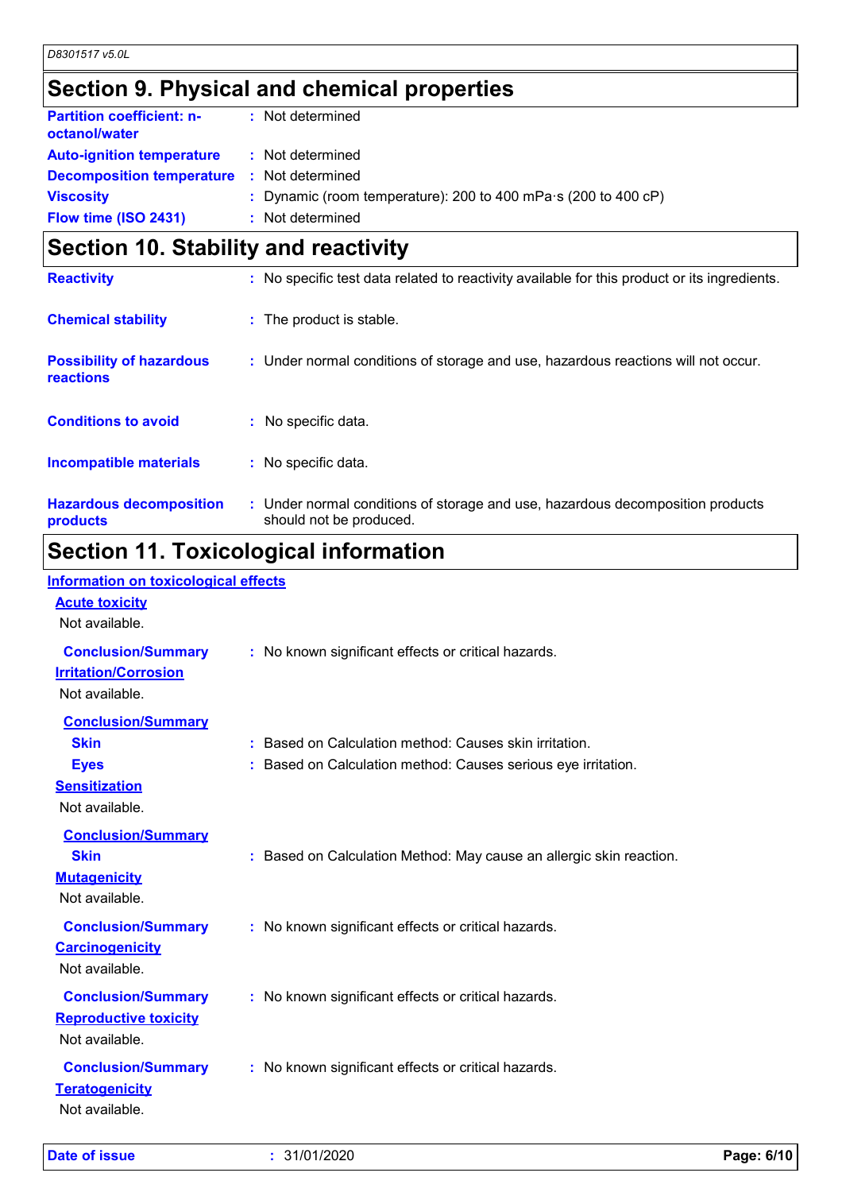## Section 9. Physical and chemical properties

| | |
|---|---|
| **Partition coefficient: n-octanol/water** | : Not determined |
| **Auto-ignition temperature** | : Not determined |
| **Decomposition temperature** | : Not determined |
| **Viscosity** | : Dynamic (room temperature): 200 to 400 mPa·s (200 to 400 cP) |
| **Flow time (ISO 2431)** | : Not determined |

## Section 10. Stability and reactivity

| | |
|---|---|
| **Reactivity** | : No specific test data related to reactivity available for this product or its ingredients. |
| **Chemical stability** | : The product is stable. |
| **Possibility of hazardous reactions** | : Under normal conditions of storage and use, hazardous reactions will not occur. |
| **Conditions to avoid** | : No specific data. |
| **Incompatible materials** | : No specific data. |
| **Hazardous decomposition products** | : Under normal conditions of storage and use, hazardous decomposition products should not be produced. |

## Section 11. Toxicological information

### Information on toxicological effects

**Acute toxicity**

Not available.

**Conclusion/Summary** : No known significant effects or critical hazards.

**Irritation/Corrosion**

Not available.

**Conclusion/Summary**

- **Skin** : Based on Calculation method: Causes skin irritation.
- **Eyes** : Based on Calculation method: Causes serious eye irritation.

**Sensitization**

Not available.

**Conclusion/Summary**

- **Skin** : Based on Calculation Method: May cause an allergic skin reaction.

**Mutagenicity**

Not available.

**Conclusion/Summary** : No known significant effects or critical hazards.

**Carcinogenicity**

Not available.

**Conclusion/Summary** : No known significant effects or critical hazards.

**Reproductive toxicity**

Not available.

**Conclusion/Summary** : No known significant effects or critical hazards.

**Teratogenicity**

Not available.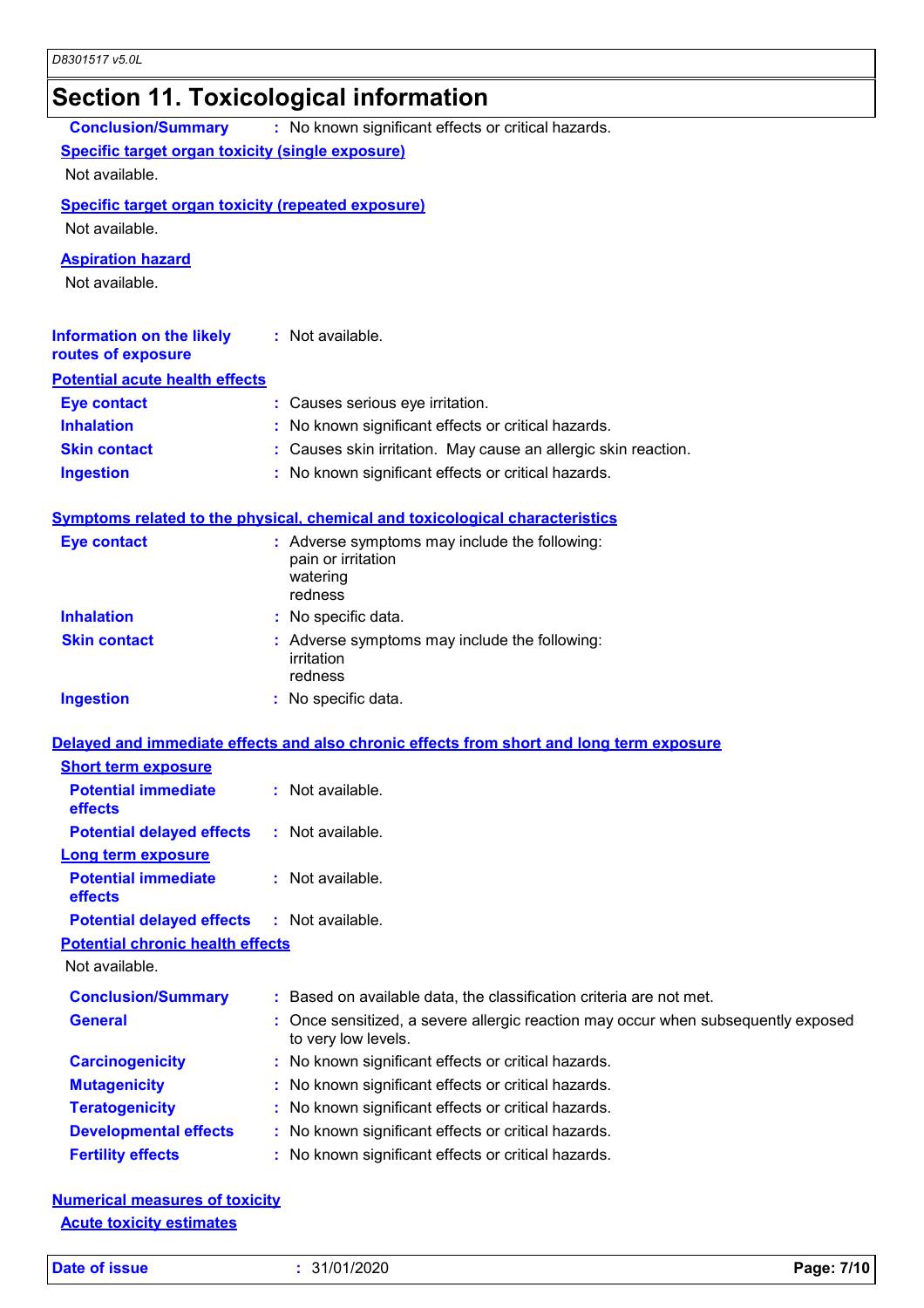## Section 11. Toxicological information

**Conclusion/Summary** : No known significant effects or critical hazards.

**Specific target organ toxicity (single exposure)**

Not available.

**Specific target organ toxicity (repeated exposure)**

Not available.

**Aspiration hazard**

Not available.

**Information on the likely routes of exposure** : Not available.

**Potential acute health effects**

**Eye contact** : Causes serious eye irritation.

**Inhalation** : No known significant effects or critical hazards.

**Skin contact** : Causes skin irritation. May cause an allergic skin reaction.

**Ingestion** : No known significant effects or critical hazards.

**Symptoms related to the physical, chemical and toxicological characteristics**

**Eye contact** : Adverse symptoms may include the following:
pain or irritation
watering
redness

**Inhalation** : No specific data.

**Skin contact** : Adverse symptoms may include the following:
irritation
redness

**Ingestion** : No specific data.

**Delayed and immediate effects and also chronic effects from short and long term exposure**

**Short term exposure**

**Potential immediate effects** : Not available.

**Potential delayed effects** : Not available.

**Long term exposure**

**Potential immediate effects** : Not available.

**Potential delayed effects** : Not available.

**Potential chronic health effects**

Not available.

**Conclusion/Summary** : Based on available data, the classification criteria are not met.

**General** : Once sensitized, a severe allergic reaction may occur when subsequently exposed to very low levels.

**Carcinogenicity** : No known significant effects or critical hazards.

**Mutagenicity** : No known significant effects or critical hazards.

**Teratogenicity** : No known significant effects or critical hazards.

**Developmental effects** : No known significant effects or critical hazards.

**Fertility effects** : No known significant effects or critical hazards.

**Numerical measures of toxicity**

**Acute toxicity estimates**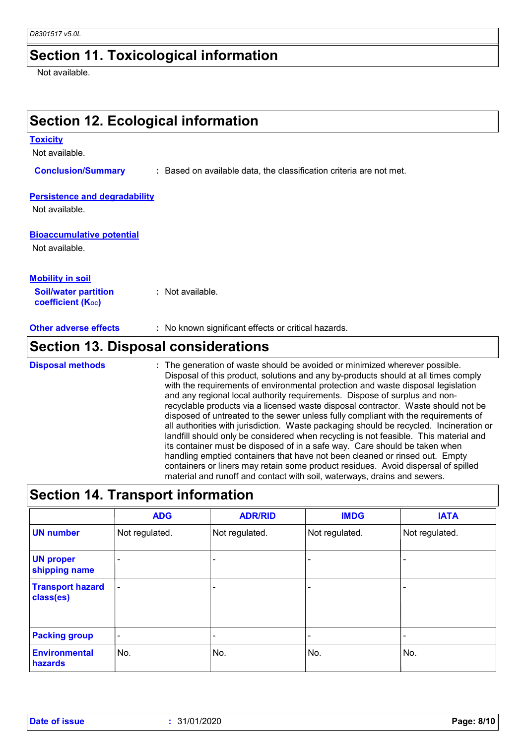## Section 11. Toxicological information

Not available.

## Section 12. Ecological information

**Toxicity**

Not available.

**Conclusion/Summary** : Based on available data, the classification criteria are not met.

**Persistence and degradability**

Not available.

**Bioaccumulative potential**

Not available.

**Mobility in soil**

**Soil/water partition coefficient ($K_{OC}$)** : Not available.

**Other adverse effects** : No known significant effects or critical hazards.

## Section 13. Disposal considerations

**Disposal methods** : The generation of waste should be avoided or minimized wherever possible. Disposal of this product, solutions and any by-products should at all times comply with the requirements of environmental protection and waste disposal legislation and any regional local authority requirements. Dispose of surplus and non-recyclable products via a licensed waste disposal contractor. Waste should not be disposed of untreated to the sewer unless fully compliant with the requirements of all authorities with jurisdiction. Waste packaging should be recycled. Incineration or landfill should only be considered when recycling is not feasible. This material and its container must be disposed of in a safe way. Care should be taken when handling emptied containers that have not been cleaned or rinsed out. Empty containers or liners may retain some product residues. Avoid dispersal of spilled material and runoff and contact with soil, waterways, drains and sewers.

## Section 14. Transport information

| | ADG | ADR/RID | IMDG | IATA |
|---|---|---|---|---|
| **UN number** | Not regulated. | Not regulated. | Not regulated. | Not regulated. |
| **UN proper shipping name** | - | - | - | - |
| **Transport hazard class(es)** | - | - | - | - |
| **Packing group** | - | - | - | - |
| **Environmental hazards** | No. | No. | No. | No. |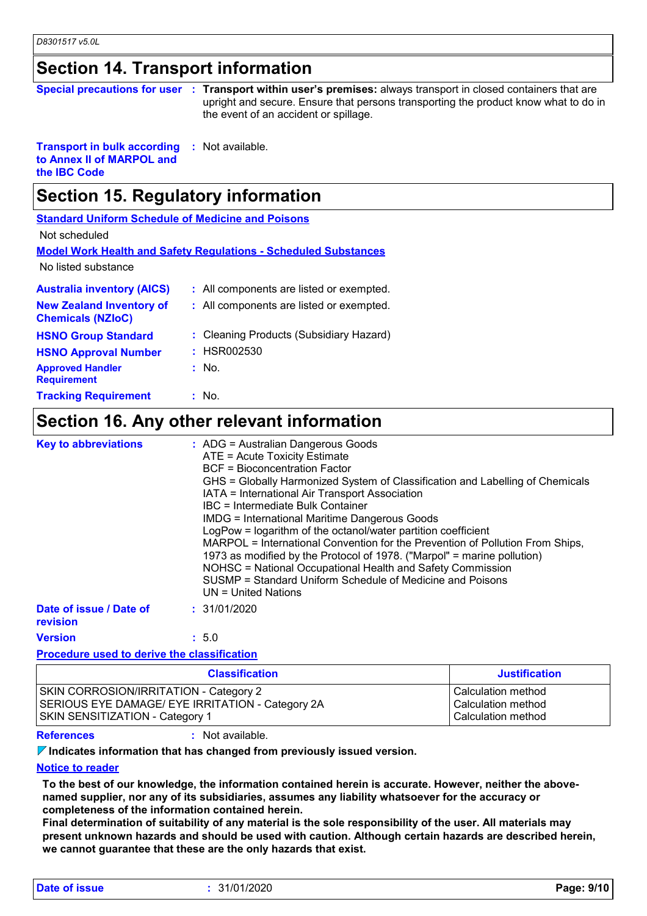## Section 14. Transport information

**Special precautions for user** : **Transport within user's premises:** always transport in closed containers that are upright and secure. Ensure that persons transporting the product know what to do in the event of an accident or spillage.

**Transport in bulk according to Annex II of MARPOL and the IBC Code** : Not available.

## Section 15. Regulatory information

**Standard Uniform Schedule of Medicine and Poisons**

Not scheduled

**Model Work Health and Safety Regulations - Scheduled Substances**

No listed substance

**Australia inventory (AICS)** : All components are listed or exempted.

**New Zealand Inventory of Chemicals (NZIoC)** : All components are listed or exempted.

**HSNO Group Standard** : Cleaning Products (Subsidiary Hazard)

**HSNO Approval Number** : HSR002530

**Approved Handler Requirement** : No.

**Tracking Requirement** : No.

## Section 16. Any other relevant information

**Key to abbreviations** :
ADG = Australian Dangerous Goods
ATE = Acute Toxicity Estimate
BCF = Bioconcentration Factor
GHS = Globally Harmonized System of Classification and Labelling of Chemicals
IATA = International Air Transport Association
IBC = Intermediate Bulk Container
IMDG = International Maritime Dangerous Goods
LogPow = logarithm of the octanol/water partition coefficient
MARPOL = International Convention for the Prevention of Pollution From Ships, 1973 as modified by the Protocol of 1978. ("Marpol" = marine pollution)
NOHSC = National Occupational Health and Safety Commission
SUSMP = Standard Uniform Schedule of Medicine and Poisons
UN = United Nations

**Date of issue / Date of revision** : 31/01/2020

**Version** : 5.0

**Procedure used to derive the classification**

| Classification | Justification |
|---|---|
| SKIN CORROSION/IRRITATION - Category 2 | Calculation method |
| SERIOUS EYE DAMAGE/ EYE IRRITATION - Category 2A | Calculation method |
| SKIN SENSITIZATION - Category 1 | Calculation method |

**References** : Not available.

**Indicates information that has changed from previously issued version.**

**Notice to reader**

**To the best of our knowledge, the information contained herein is accurate. However, neither the above-named supplier, nor any of its subsidiaries, assumes any liability whatsoever for the accuracy or completeness of the information contained herein.**
**Final determination of suitability of any material is the sole responsibility of the user. All materials may present unknown hazards and should be used with caution. Although certain hazards are described herein, we cannot guarantee that these are the only hazards that exist.**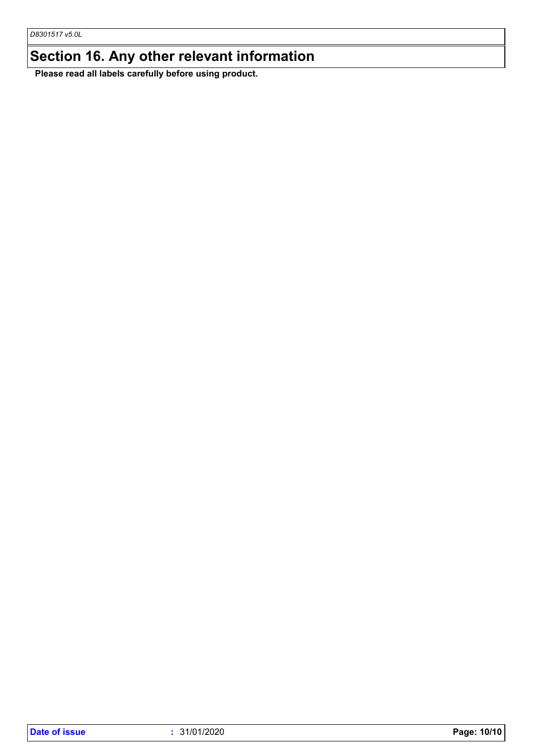## Section 16. Any other relevant information

**Please read all labels carefully before using product.**